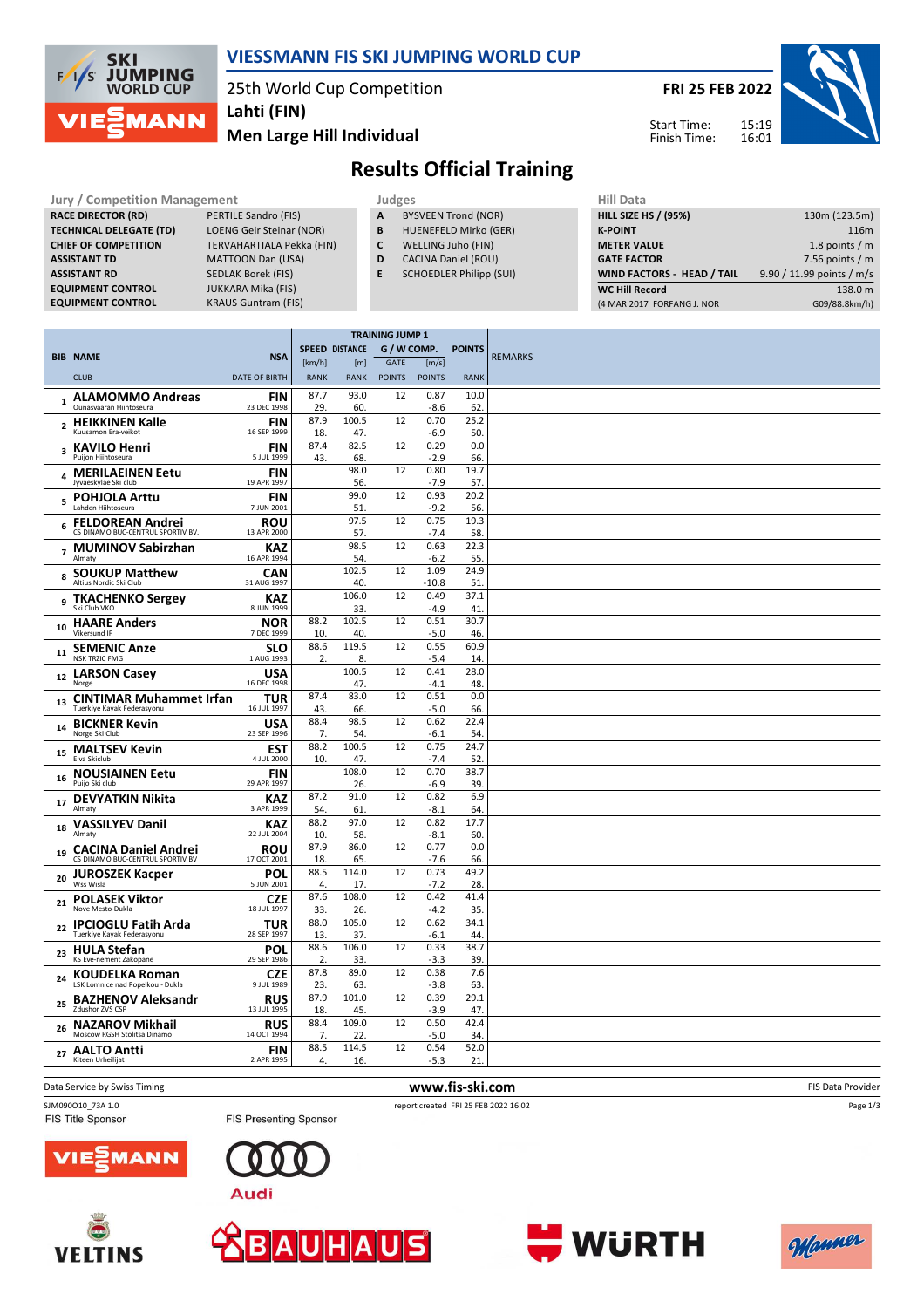# VIESSMANN FIS SKI JUMPING WORLD CUP

25th World Cup Competition
**Lahti (FIN)**
**Men Large Hill Individual**

**FRI 25 FEB 2022**

Start Time: 15:19
Finish Time: 16:01

## Results Official Training

| Jury / Competition Management | |
|---|---|
| RACE DIRECTOR (RD) | PERTILE Sandro (FIS) |
| TECHNICAL DELEGATE (TD) | LOENG Geir Steinar (NOR) |
| CHIEF OF COMPETITION | TERVAHARTIALA Pekka (FIN) |
| ASSISTANT TD | MATTOON Dan (USA) |
| ASSISTANT RD | SEDLAK Borek (FIS) |
| EQUIPMENT CONTROL | JUKKARA Mika (FIS) |
| EQUIPMENT CONTROL | KRAUS Guntram (FIS) |

| Judges | |
|---|---|
| A | BYSVEEN Trond (NOR) |
| B | HUENEFELD Mirko (GER) |
| C | WELLING Juho (FIN) |
| D | CACINA Daniel (ROU) |
| E | SCHOEDLER Philipp (SUI) |

| Hill Data | |
|---|---|
| HILL SIZE HS / (95%) | 130m (123.5m) |
| K-POINT | 116m |
| METER VALUE | 1.8 points / m |
| GATE FACTOR | 7.56 points / m |
| WIND FACTORS - HEAD / TAIL | 9.90 / 11.99 points / m/s |
| WC Hill Record | 138.0 m |
| (4 MAR 2017 FORFANG J. NOR | G09/88.8km/h) |

| BIB | NAME / CLUB | NSA / DATE OF BIRTH | SPEED [km/h] / RANK | DISTANCE [m] / RANK | GATE / POINTS | WIND [m/s] / POINTS | POINTS / RANK | REMARKS |
|---|---|---|---|---|---|---|---|---|
| 1 | **ALAMOMMO Andreas** Ounasvaaran Hiihtoseura | FIN 23 DEC 1998 | 87.7 / 29. | 93.0 / 60. | 12 | 0.87 / -8.6 | 10.0 / 62. | |
| 2 | **HEIKKINEN Kalle** Kuusamon Era-veikot | FIN 16 SEP 1999 | 87.9 / 18. | 100.5 / 47. | 12 | 0.70 / -6.9 | 25.2 / 50. | |
| 3 | **KAVILO Henri** Puijon Hiihtoseura | FIN 5 JUL 1999 | 87.4 / 43. | 82.5 / 68. | 12 | 0.29 / -2.9 | 0.0 / 66. | |
| 4 | **MERILAEINEN Eetu** Jyvaeskylae Ski club | FIN 19 APR 1997 | | 98.0 / 56. | 12 | 0.80 / -7.9 | 19.7 / 57. | |
| 5 | **POHJOLA Arttu** Lahden Hiihtoseura | FIN 7 JUN 2001 | | 99.0 / 51. | 12 | 0.93 / -9.2 | 20.2 / 56. | |
| 6 | **FELDOREAN Andrei** CS DINAMO BUC-CENTRUL SPORTIV BV. | ROU 13 APR 2000 | | 97.5 / 57. | 12 | 0.75 / -7.4 | 19.3 / 58. | |
| 7 | **MUMINOV Sabirzhan** Almaty | KAZ 16 APR 1994 | | 98.5 / 54. | 12 | 0.63 / -6.2 | 22.3 / 55. | |
| 8 | **SOUKUP Matthew** Altius Nordic Ski Club | CAN 31 AUG 1997 | | 102.5 / 40. | 12 | 1.09 / -10.8 | 24.9 / 51. | |
| 9 | **TKACHENKO Sergey** Ski Club VKO | KAZ 8 JUN 1999 | | 106.0 / 33. | 12 | 0.49 / -4.9 | 37.1 / 41. | |
| 10 | **HAARE Anders** Vikersund IF | NOR 7 DEC 1999 | 88.2 / 10. | 102.5 / 40. | 12 | 0.51 / -5.0 | 30.7 / 46. | |
| 11 | **SEMENIC Anze** NSK TRZIC FMG | SLO 1 AUG 1993 | 88.6 / 2. | 119.5 / 8. | 12 | 0.55 / -5.4 | 60.9 / 14. | |
| 12 | **LARSON Casey** Norge | USA 16 DEC 1998 | | 100.5 / 47. | 12 | 0.41 / -4.1 | 28.0 / 48. | |
| 13 | **CINTIMAR Muhammet Irfan** Tuerkiye Kayak Federasyonu | TUR 16 JUL 1997 | 87.4 / 43. | 83.0 / 66. | 12 | 0.51 / -5.0 | 0.0 / 66. | |
| 14 | **BICKNER Kevin** Norge Ski Club | USA 23 SEP 1996 | 88.4 / 7. | 98.5 / 54. | 12 | 0.62 / -6.1 | 22.4 / 54. | |
| 15 | **MALTSEV Kevin** Elva Skiclub | EST 4 JUL 2000 | 88.2 / 10. | 100.5 / 47. | 12 | 0.75 / -7.4 | 24.7 / 52. | |
| 16 | **NOUSIAINEN Eetu** Puijo Ski club | FIN 29 APR 1997 | | 108.0 / 26. | 12 | 0.70 / -6.9 | 38.7 / 39. | |
| 17 | **DEVYATKIN Nikita** Almaty | KAZ 3 APR 1999 | 87.2 / 54. | 91.0 / 61. | 12 | 0.82 / -8.1 | 6.9 / 64. | |
| 18 | **VASSILYEV Danil** Almaty | KAZ 22 JUL 2004 | 88.2 / 10. | 97.0 / 58. | 12 | 0.82 / -8.1 | 17.7 / 60. | |
| 19 | **CACINA Daniel Andrei** CS DINAMO BUC-CENTRUL SPORTIV BV | ROU 17 OCT 2001 | 87.9 / 18. | 86.0 / 65. | 12 | 0.77 / -7.6 | 0.0 / 66. | |
| 20 | **JUROSZEK Kacper** Wss Wisla | POL 5 JUN 2001 | 88.5 / 4. | 114.0 / 17. | 12 | 0.73 / -7.2 | 49.2 / 28. | |
| 21 | **POLASEK Viktor** Nove Mesto-Dukla | CZE 18 JUL 1997 | 87.6 / 33. | 108.0 / 26. | 12 | 0.42 / -4.2 | 41.4 / 35. | |
| 22 | **IPCIOGLU Fatih Arda** Tuerkiye Kayak Federasyonu | TUR 28 SEP 1997 | 88.0 / 13. | 105.0 / 37. | 12 | 0.62 / -6.1 | 34.1 / 44. | |
| 23 | **HULA Stefan** KS Eve-nement Zakopane | POL 29 SEP 1986 | 88.6 / 2. | 106.0 / 33. | 12 | 0.33 / -3.3 | 38.7 / 39. | |
| 24 | **KOUDELKA Roman** LSK Lomnice nad Popelkou - Dukla | CZE 9 JUL 1989 | 87.8 / 23. | 89.0 / 63. | 12 | 0.38 / -3.8 | 7.6 / 63. | |
| 25 | **BAZHENOV Aleksandr** Zdushor ZVS CSP | RUS 13 JUL 1995 | 87.9 / 18. | 101.0 / 45. | 12 | 0.39 / -3.9 | 29.1 / 47. | |
| 26 | **NAZAROV Mikhail** Moscow RGSH Stolitsa Dinamo | RUS 14 OCT 1994 | 88.4 / 7. | 109.0 / 22. | 12 | 0.50 / -5.0 | 42.4 / 34. | |
| 27 | **AALTO Antti** Kiteen Urheilijat | FIN 2 APR 1995 | 88.5 / 4. | 114.5 / 16. | 12 | 0.54 / -5.3 | 52.0 / 21. | |

Data Service by Swiss Timing — www.fis-ski.com — FIS Data Provider

SJM090O10_73A 1.0 — report created FRI 25 FEB 2022 16:02

FIS Title Sponsor — FIS Presenting Sponsor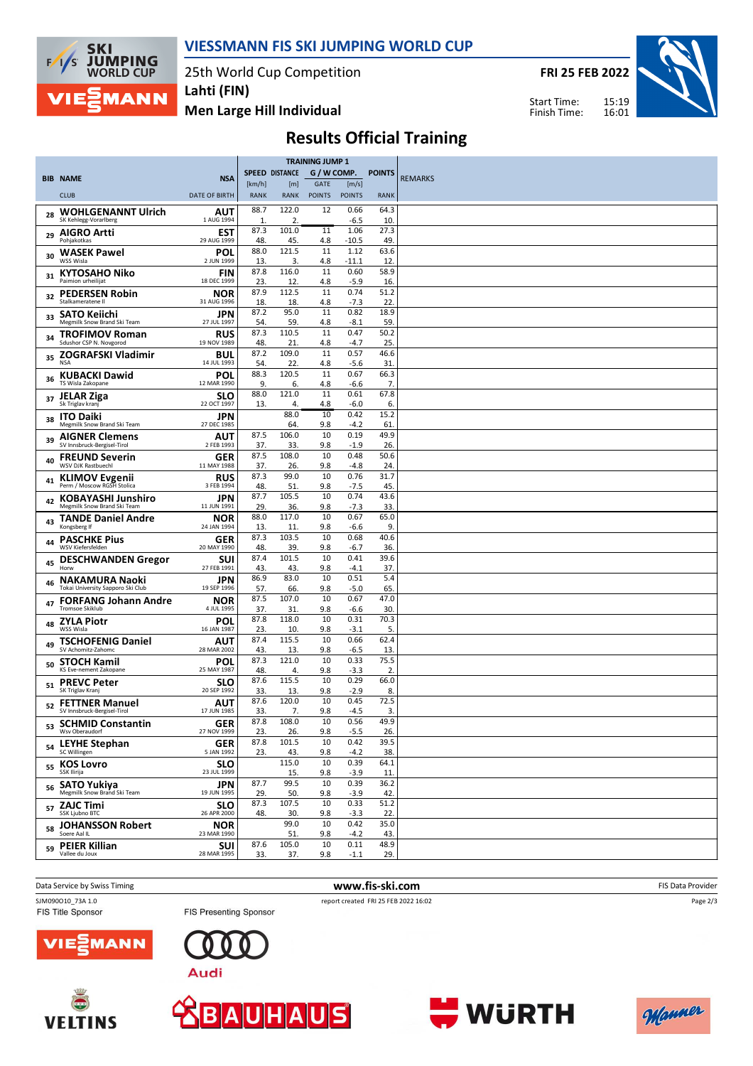# VIESSMANN FIS SKI JUMPING WORLD CUP

25th World Cup Competition
Lahti (FIN)
Men Large Hill Individual

**FRI 25 FEB 2022**

Start Time: 15:19
Finish Time: 16:01

## Results Official Training

| BIB | NAME / CLUB | NSA / DATE OF BIRTH | SPEED [km/h] / RANK | DISTANCE [m] / RANK | GATE / GATE POINTS | W COMP. [m/s] / POINTS | POINTS / RANK | REMARKS |
|---|---|---|---|---|---|---|---|---|
| 28 | **WOHLGENANNT Ulrich** SK Kehlegg-Vorarlberg | AUT 1 AUG 1994 | 88.7 1. | 122.0 2. | 12 | 0.66 -6.5 | 64.3 10. | |
| 29 | **AIGRO Artti** Pohjakotkas | EST 29 AUG 1999 | 87.3 48. | 101.0 45. | 11 4.8 | 1.06 -10.5 | 27.3 49. | |
| 30 | **WASEK Pawel** WSS Wisla | POL 2 JUN 1999 | 88.0 13. | 121.5 3. | 11 4.8 | 1.12 -11.1 | 63.6 12. | |
| 31 | **KYTOSAHO Niko** Paimion urheilijat | FIN 18 DEC 1999 | 87.8 23. | 116.0 12. | 11 4.8 | 0.60 -5.9 | 58.9 16. | |
| 32 | **PEDERSEN Robin** Stalkameratene Il | NOR 31 AUG 1996 | 87.9 18. | 112.5 18. | 11 4.8 | 0.74 -7.3 | 51.2 22. | |
| 33 | **SATO Keiichi** Megmilk Snow Brand Ski Team | JPN 27 JUL 1997 | 87.2 54. | 95.0 59. | 11 4.8 | 0.82 -8.1 | 18.9 59. | |
| 34 | **TROFIMOV Roman** Sdushor CSP N. Novgorod | RUS 19 NOV 1989 | 87.3 48. | 110.5 21. | 11 4.8 | 0.47 -4.7 | 50.2 25. | |
| 35 | **ZOGRAFSKI Vladimir** NSA | BUL 14 JUL 1993 | 87.2 54. | 109.0 22. | 11 4.8 | 0.57 -5.6 | 46.6 31. | |
| 36 | **KUBACKI Dawid** TS Wisla Zakopane | POL 12 MAR 1990 | 88.3 9. | 120.5 6. | 11 4.8 | 0.67 -6.6 | 66.3 7. | |
| 37 | **JELAR Ziga** Sk Triglav kranj | SLO 22 OCT 1997 | 88.0 13. | 121.0 4. | 11 4.8 | 0.61 -6.0 | 67.8 6. | |
| 38 | **ITO Daiki** Megmilk Snow Brand Ski Team | JPN 27 DEC 1985 | | 88.0 64. | 10 9.8 | 0.42 -4.2 | 15.2 61. | |
| 39 | **AIGNER Clemens** SV Innsbruck-Bergisel-Tirol | AUT 2 FEB 1993 | 87.5 37. | 106.0 33. | 10 9.8 | 0.19 -1.9 | 49.9 26. | |
| 40 | **FREUND Severin** WSV DJK Rastbuechl | GER 11 MAY 1988 | 87.5 37. | 108.0 26. | 10 9.8 | 0.48 -4.8 | 50.6 24. | |
| 41 | **KLIMOV Evgenii** Perm / Moscow RGSH Stolica | RUS 3 FEB 1994 | 87.3 48. | 99.0 51. | 10 9.8 | 0.76 -7.5 | 31.7 45. | |
| 42 | **KOBAYASHI Junshiro** Megmilk Snow Brand Ski Team | JPN 11 JUN 1991 | 87.7 29. | 105.5 36. | 10 9.8 | 0.74 -7.3 | 43.6 33. | |
| 43 | **TANDE Daniel Andre** Kongsberg If | NOR 24 JAN 1994 | 88.0 13. | 117.0 11. | 10 9.8 | 0.67 -6.6 | 65.0 9. | |
| 44 | **PASCHKE Pius** WSV Kiefersfelden | GER 20 MAY 1990 | 87.3 48. | 103.5 39. | 10 9.8 | 0.68 -6.7 | 40.6 36. | |
| 45 | **DESCHWANDEN Gregor** Horw | SUI 27 FEB 1991 | 87.4 43. | 101.5 43. | 10 9.8 | 0.41 -4.1 | 39.6 37. | |
| 46 | **NAKAMURA Naoki** Tokai University Sapporo Ski Club | JPN 19 SEP 1996 | 86.9 57. | 83.0 66. | 10 9.8 | 0.51 -5.0 | 5.4 65. | |
| 47 | **FORFANG Johann Andre** Tromsoe Skiklub | NOR 4 JUL 1995 | 87.5 37. | 107.0 31. | 10 9.8 | 0.67 -6.6 | 47.0 30. | |
| 48 | **ZYLA Piotr** WSS Wisla | POL 16 JAN 1987 | 87.8 23. | 118.0 10. | 10 9.8 | 0.31 -3.1 | 70.3 5. | |
| 49 | **TSCHOFENIG Daniel** SV Achomitz-Zahomc | AUT 28 MAR 2002 | 87.4 43. | 115.5 13. | 10 9.8 | 0.66 -6.5 | 62.4 13. | |
| 50 | **STOCH Kamil** KS Eve-nement Zakopane | POL 25 MAY 1987 | 87.3 48. | 121.0 4. | 10 9.8 | 0.33 -3.3 | 75.5 2. | |
| 51 | **PREVC Peter** SK Triglav Kranj | SLO 20 SEP 1992 | 87.6 33. | 115.5 13. | 10 9.8 | 0.29 -2.9 | 66.0 8. | |
| 52 | **FETTNER Manuel** SV Innsbruck-Bergisel-Tirol | AUT 17 JUN 1985 | 87.6 33. | 120.0 7. | 10 9.8 | 0.45 -4.5 | 72.5 3. | |
| 53 | **SCHMID Constantin** Wsv Oberaudorf | GER 27 NOV 1999 | 87.8 23. | 108.0 26. | 10 9.8 | 0.56 -5.5 | 49.9 26. | |
| 54 | **LEYHE Stephan** SC Willingen | GER 5 JAN 1992 | 87.8 23. | 101.5 43. | 10 9.8 | 0.42 -4.2 | 39.5 38. | |
| 55 | **KOS Lovro** SSK Ilirija | SLO 23 JUL 1999 | | 115.0 15. | 10 9.8 | 0.39 -3.9 | 64.1 11. | |
| 56 | **SATO Yukiya** Megmilk Snow Brand Ski Team | JPN 19 JUN 1995 | 87.7 29. | 99.5 50. | 10 9.8 | 0.39 -3.9 | 36.2 42. | |
| 57 | **ZAJC Timi** SSK Ljubno BTC | SLO 26 APR 2000 | 87.3 48. | 107.5 30. | 10 9.8 | 0.33 -3.3 | 51.2 22. | |
| 58 | **JOHANSSON Robert** Soere Aal IL | NOR 23 MAR 1990 | | 99.0 51. | 10 9.8 | 0.42 -4.2 | 35.0 43. | |
| 59 | **PEIER Killian** Vallee du Joux | SUI 28 MAR 1995 | 87.6 33. | 105.0 37. | 10 9.8 | 0.11 -1.1 | 48.9 29. | |

Data Service by Swiss Timing | www.fis-ski.com | FIS Data Provider

SJM090O10_73A 1.0 | report created FRI 25 FEB 2022 16:02

FIS Title Sponsor | FIS Presenting Sponsor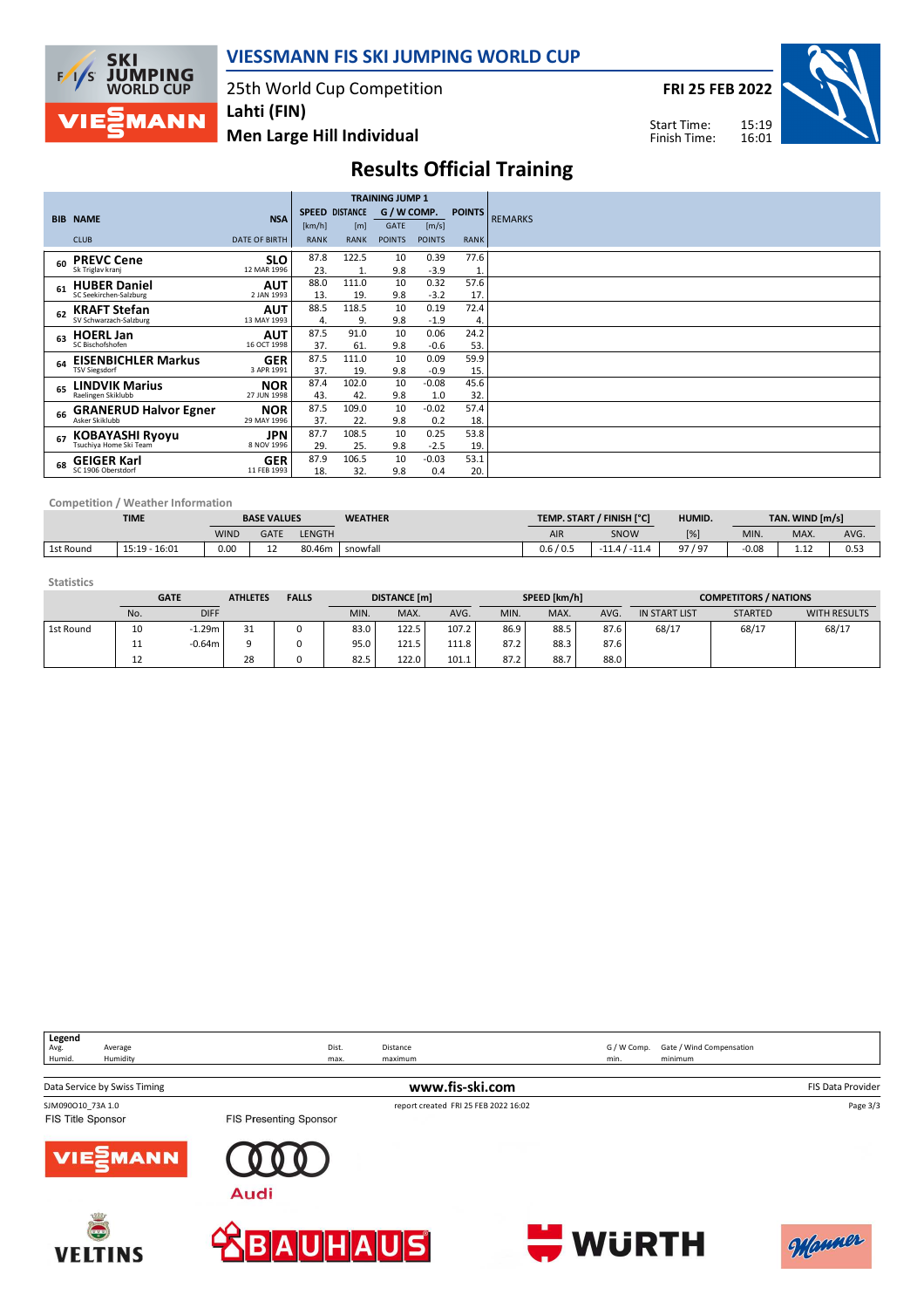# VIESSMANN FIS SKI JUMPING WORLD CUP

25th World Cup Competition
Lahti (FIN)
Men Large Hill Individual

FRI 25 FEB 2022

Start Time: 15:19
Finish Time: 16:01

## Results Official Training

| BIB | NAME / CLUB | NSA / DATE OF BIRTH | SPEED [km/h] / RANK | DISTANCE [m] / RANK | G / W COMP. GATE / POINTS | [m/s] / POINTS | POINTS / RANK | REMARKS |
|---|---|---|---|---|---|---|---|---|
| 60 | PREVC Cene<br>Sk Triglav kranj | SLO<br>12 MAR 1996 | 87.8<br>23. | 122.5<br>1. | 10<br>9.8 | 0.39<br>-3.9 | 77.6<br>1. | |
| 61 | HUBER Daniel<br>SC Seekirchen-Salzburg | AUT<br>2 JAN 1993 | 88.0<br>13. | 111.0<br>19. | 10<br>9.8 | 0.32<br>-3.2 | 57.6<br>17. | |
| 62 | KRAFT Stefan<br>SV Schwarzach-Salzburg | AUT<br>13 MAY 1993 | 88.5<br>4. | 118.5<br>9. | 10<br>9.8 | 0.19<br>-1.9 | 72.4<br>4. | |
| 63 | HOERL Jan<br>SC Bischofshofen | AUT<br>16 OCT 1998 | 87.5<br>37. | 91.0<br>61. | 10<br>9.8 | 0.06<br>-0.6 | 24.2<br>53. | |
| 64 | EISENBICHLER Markus<br>TSV Siegsdorf | GER<br>3 APR 1991 | 87.5<br>37. | 111.0<br>19. | 10<br>9.8 | 0.09<br>-0.9 | 59.9<br>15. | |
| 65 | LINDVIK Marius<br>Raelingen Skiklubb | NOR<br>27 JUN 1998 | 87.4<br>43. | 102.0<br>42. | 10<br>9.8 | -0.08<br>1.0 | 45.6<br>32. | |
| 66 | GRANERUD Halvor Egner<br>Asker Skiklubb | NOR<br>29 MAY 1996 | 87.5<br>37. | 109.0<br>22. | 10<br>9.8 | -0.02<br>0.2 | 57.4<br>18. | |
| 67 | KOBAYASHI Ryoyu<br>Tsuchiya Home Ski Team | JPN<br>8 NOV 1996 | 87.7<br>29. | 108.5<br>25. | 10<br>9.8 | 0.25<br>-2.5 | 53.8<br>19. | |
| 68 | GEIGER Karl<br>SC 1906 Oberstdorf | GER<br>11 FEB 1993 | 87.9<br>18. | 106.5<br>32. | 10<br>9.8 | -0.03<br>0.4 | 53.1<br>20. | |

### Competition / Weather Information

| | TIME | BASE VALUES WIND | GATE | LENGTH | WEATHER | TEMP. START / FINISH [°C] AIR | SNOW | HUMID. [%] | TAN. WIND [m/s] MIN. | MAX. | AVG. |
|---|---|---|---|---|---|---|---|---|---|---|---|
| 1st Round | 15:19 - 16:01 | 0.00 | 12 | 80.46m | snowfall | 0.6 / 0.5 | -11.4 / -11.4 | 97 / 97 | -0.08 | 1.12 | 0.53 |

### Statistics

| | GATE No. | DIFF | ATHLETES | FALLS | DISTANCE [m] MIN. | MAX. | AVG. | SPEED [km/h] MIN. | MAX. | AVG. | IN START LIST | STARTED | WITH RESULTS |
|---|---|---|---|---|---|---|---|---|---|---|---|---|---|
| 1st Round | 10 | -1.29m | 31 | 0 | 83.0 | 122.5 | 107.2 | 86.9 | 88.5 | 87.6 | 68/17 | 68/17 | 68/17 |
| | 11 | -0.64m | 9 | 0 | 95.0 | 121.5 | 111.8 | 87.2 | 88.3 | 87.6 | | | |
| | 12 | | 28 | 0 | 82.5 | 122.0 | 101.1 | 87.2 | 88.7 | 88.0 | | | |

**Legend**
Avg. Average; Humid. Humidity; Dist. Distance; max. maximum; G / W Comp. Gate / Wind Compensation; min. minimum

Data Service by Swiss Timing — www.fis-ski.com — FIS Data Provider

SJM090O10_73A 1.0 — report created FRI 25 FEB 2022 16:02

FIS Title Sponsor: VIESSMANN — FIS Presenting Sponsor: Audi

VELTINS, BAUHAUS, WÜRTH, Manner